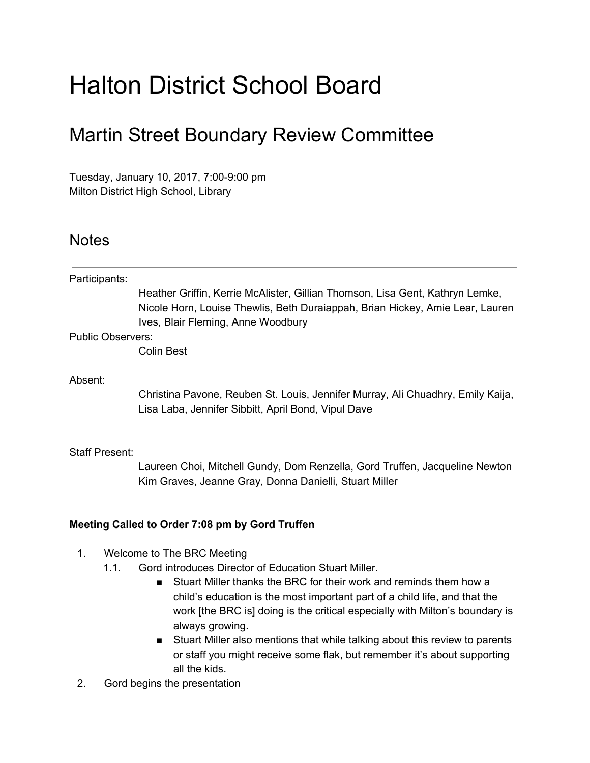# Halton District School Board

## Martin Street Boundary Review Committee

---

Tuesday, January 10, 2017, 7:00-9:00 pm
Milton District High School, Library

## Notes

---

Participants:
Heather Griffin, Kerrie McAlister, Gillian Thomson, Lisa Gent, Kathryn Lemke, Nicole Horn, Louise Thewlis, Beth Duraiappah, Brian Hickey, Amie Lear, Lauren Ives, Blair Fleming, Anne Woodbury

Public Observers:
Colin Best

Absent:
Christina Pavone, Reuben St. Louis, Jennifer Murray, Ali Chuadhry, Emily Kaija, Lisa Laba, Jennifer Sibbitt, April Bond, Vipul Dave

Staff Present:
Laureen Choi, Mitchell Gundy, Dom Renzella, Gord Truffen, Jacqueline Newton Kim Graves, Jeanne Gray, Donna Danielli, Stuart Miller

**Meeting Called to Order 7:08 pm by Gord Truffen**

1. Welcome to The BRC Meeting
   1.1. Gord introduces Director of Education Stuart Miller.
      - Stuart Miller thanks the BRC for their work and reminds them how a child's education is the most important part of a child life, and that the work [the BRC is] doing is the critical especially with Milton's boundary is always growing.
      - Stuart Miller also mentions that while talking about this review to parents or staff you might receive some flak, but remember it's about supporting all the kids.
2. Gord begins the presentation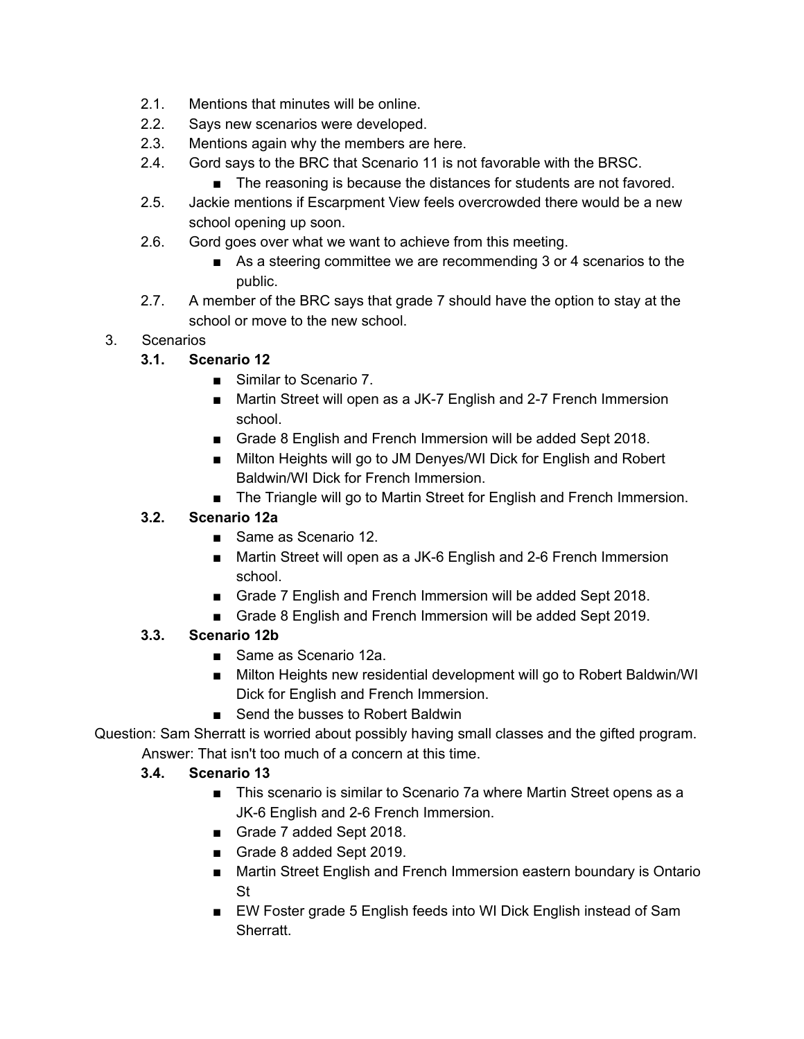2.1. Mentions that minutes will be online.

2.2. Says new scenarios were developed.

2.3. Mentions again why the members are here.

2.4. Gord says to the BRC that Scenario 11 is not favorable with the BRSC.
   - The reasoning is because the distances for students are not favored.

2.5. Jackie mentions if Escarpment View feels overcrowded there would be a new school opening up soon.

2.6. Gord goes over what we want to achieve from this meeting.
   - As a steering committee we are recommending 3 or 4 scenarios to the public.

2.7. A member of the BRC says that grade 7 should have the option to stay at the school or move to the new school.

3. Scenarios

**3.1. Scenario 12**

- Similar to Scenario 7.
- Martin Street will open as a JK-7 English and 2-7 French Immersion school.
- Grade 8 English and French Immersion will be added Sept 2018.
- Milton Heights will go to JM Denyes/WI Dick for English and Robert Baldwin/WI Dick for French Immersion.
- The Triangle will go to Martin Street for English and French Immersion.

**3.2. Scenario 12a**

- Same as Scenario 12.
- Martin Street will open as a JK-6 English and 2-6 French Immersion school.
- Grade 7 English and French Immersion will be added Sept 2018.
- Grade 8 English and French Immersion will be added Sept 2019.

**3.3. Scenario 12b**

- Same as Scenario 12a.
- Milton Heights new residential development will go to Robert Baldwin/WI Dick for English and French Immersion.
- Send the busses to Robert Baldwin

Question: Sam Sherratt is worried about possibly having small classes and the gifted program.

Answer: That isn't too much of a concern at this time.

**3.4. Scenario 13**

- This scenario is similar to Scenario 7a where Martin Street opens as a JK-6 English and 2-6 French Immersion.
- Grade 7 added Sept 2018.
- Grade 8 added Sept 2019.
- Martin Street English and French Immersion eastern boundary is Ontario St
- EW Foster grade 5 English feeds into WI Dick English instead of Sam Sherratt.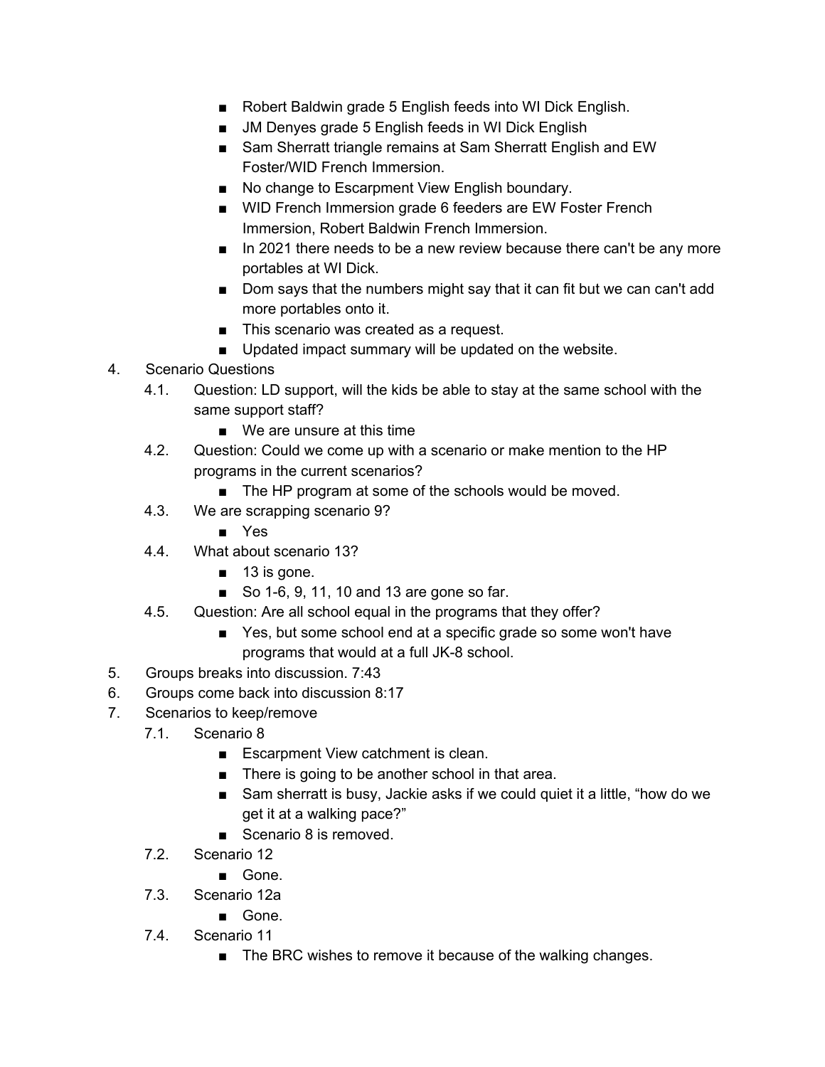- Robert Baldwin grade 5 English feeds into WI Dick English.
  - JM Denyes grade 5 English feeds in WI Dick English
  - Sam Sherratt triangle remains at Sam Sherratt English and EW Foster/WID French Immersion.
  - No change to Escarpment View English boundary.
  - WID French Immersion grade 6 feeders are EW Foster French Immersion, Robert Baldwin French Immersion.
  - In 2021 there needs to be a new review because there can't be any more portables at WI Dick.
  - Dom says that the numbers might say that it can fit but we can can't add more portables onto it.
  - This scenario was created as a request.
  - Updated impact summary will be updated on the website.

4. Scenario Questions
    - 4.1. Question: LD support, will the kids be able to stay at the same school with the same support staff?
        - We are unsure at this time
    - 4.2. Question: Could we come up with a scenario or make mention to the HP programs in the current scenarios?
        - The HP program at some of the schools would be moved.
    - 4.3. We are scrapping scenario 9?
        - Yes
    - 4.4. What about scenario 13?
        - 13 is gone.
        - So 1-6, 9, 11, 10 and 13 are gone so far.
    - 4.5. Question: Are all school equal in the programs that they offer?
        - Yes, but some school end at a specific grade so some won't have programs that would at a full JK-8 school.
5. Groups breaks into discussion. 7:43
6. Groups come back into discussion 8:17
7. Scenarios to keep/remove
    - 7.1. Scenario 8
        - Escarpment View catchment is clean.
        - There is going to be another school in that area.
        - Sam sherratt is busy, Jackie asks if we could quiet it a little, "how do we get it at a walking pace?"
        - Scenario 8 is removed.
    - 7.2. Scenario 12
        - Gone.
    - 7.3. Scenario 12a
        - Gone.
    - 7.4. Scenario 11
        - The BRC wishes to remove it because of the walking changes.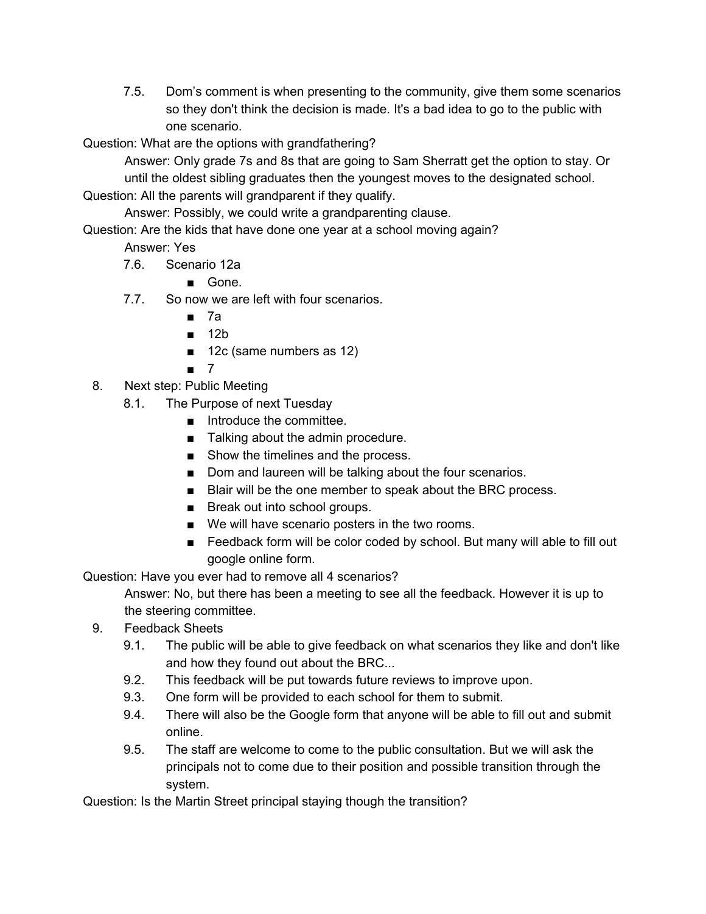7.5. Dom's comment is when presenting to the community, give them some scenarios so they don't think the decision is made. It's a bad idea to go to the public with one scenario.

Question: What are the options with grandfathering?

> Answer: Only grade 7s and 8s that are going to Sam Sherratt get the option to stay. Or until the oldest sibling graduates then the youngest moves to the designated school.

Question: All the parents will grandparent if they qualify.

> Answer: Possibly, we could write a grandparenting clause.

Question: Are the kids that have done one year at a school moving again?

> Answer: Yes

7.6. Scenario 12a
- Gone.

7.7. So now we are left with four scenarios.
- 7a
- 12b
- 12c (same numbers as 12)
- 7

8. Next step: Public Meeting

8.1. The Purpose of next Tuesday
- Introduce the committee.
- Talking about the admin procedure.
- Show the timelines and the process.
- Dom and laureen will be talking about the four scenarios.
- Blair will be the one member to speak about the BRC process.
- Break out into school groups.
- We will have scenario posters in the two rooms.
- Feedback form will be color coded by school. But many will able to fill out google online form.

Question: Have you ever had to remove all 4 scenarios?

> Answer: No, but there has been a meeting to see all the feedback. However it is up to the steering committee.

9. Feedback Sheets

9.1. The public will be able to give feedback on what scenarios they like and don't like and how they found out about the BRC...

9.2. This feedback will be put towards future reviews to improve upon.

9.3. One form will be provided to each school for them to submit.

9.4. There will also be the Google form that anyone will be able to fill out and submit online.

9.5. The staff are welcome to come to the public consultation. But we will ask the principals not to come due to their position and possible transition through the system.

Question: Is the Martin Street principal staying though the transition?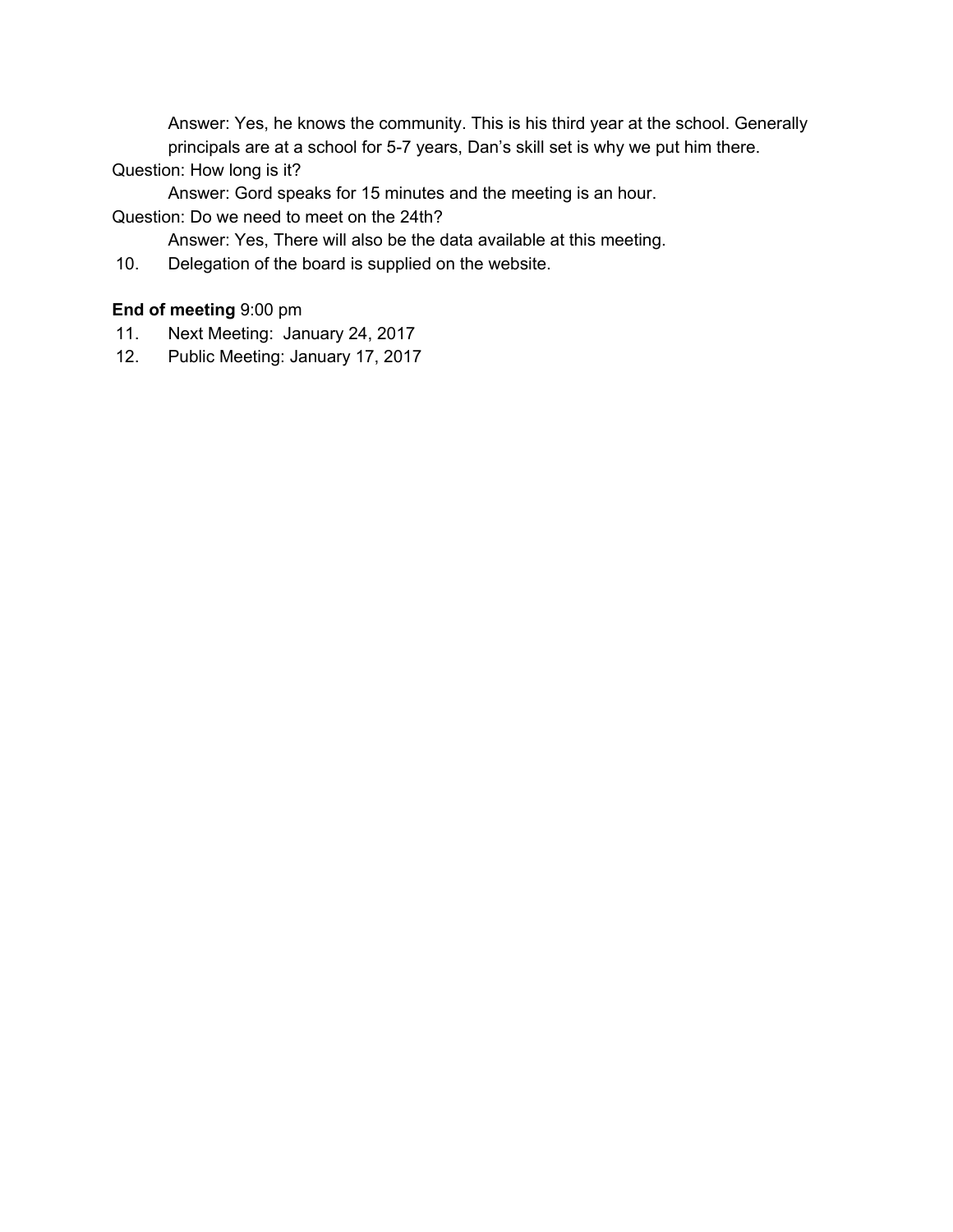Answer: Yes, he knows the community. This is his third year at the school. Generally principals are at a school for 5-7 years, Dan's skill set is why we put him there.

Question: How long is it?

Answer: Gord speaks for 15 minutes and the meeting is an hour.

Question: Do we need to meet on the 24th?

Answer: Yes, There will also be the data available at this meeting.

10. Delegation of the board is supplied on the website.

**End of meeting** 9:00 pm

11. Next Meeting: January 24, 2017
12. Public Meeting: January 17, 2017